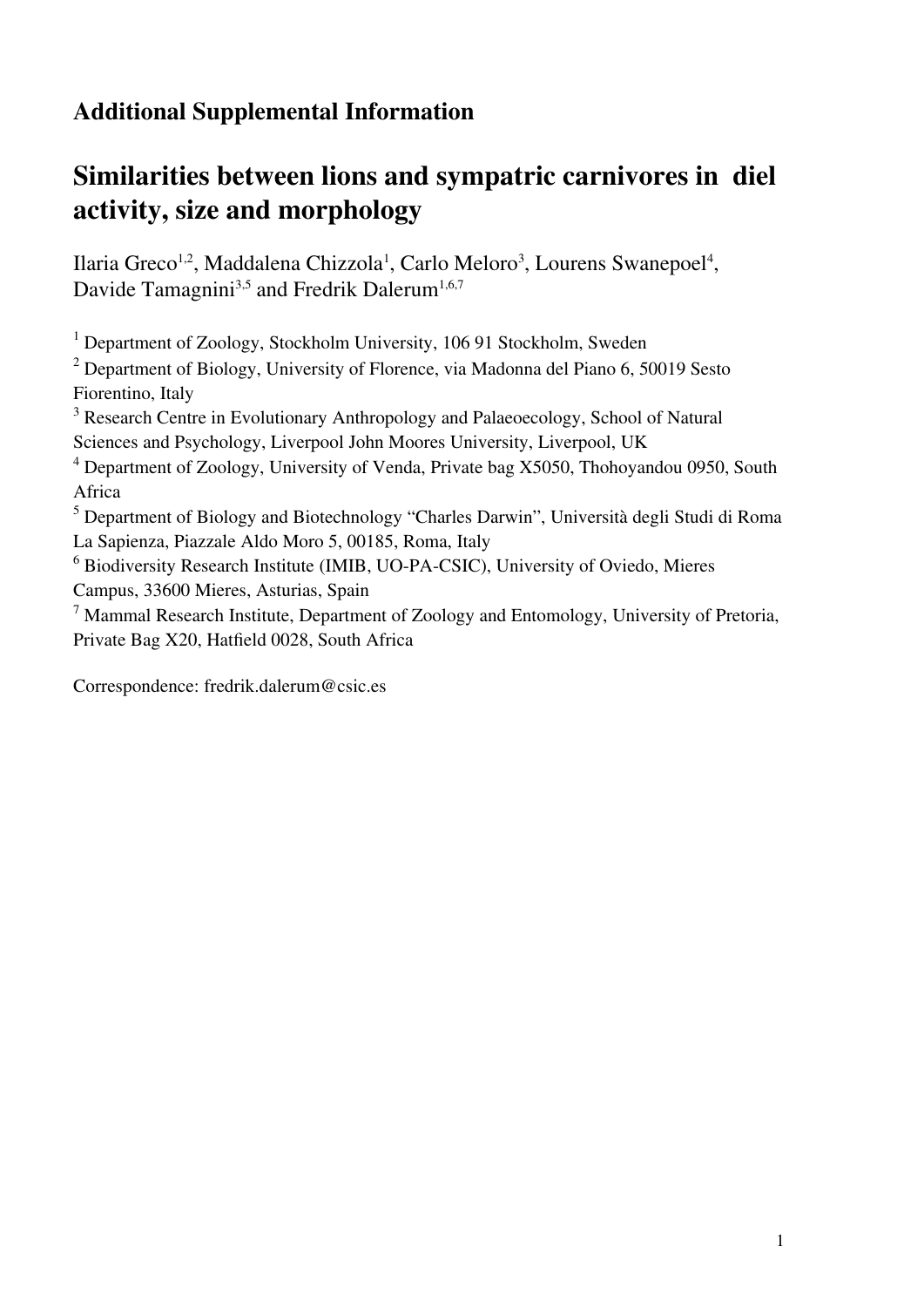## Additional Supplemental Information

# Similarities between lions and sympatric carnivores in diel activity, size and morphology

Ilaria Greco[1,2], Maddalena Chizzola[1], Carlo Meloro[3], Lourens Swanepoel[4], Davide Tamagnini[3,5] and Fredrik Dalerum[1,6,7]

[1] Department of Zoology, Stockholm University, 106 91 Stockholm, Sweden

[2] Department of Biology, University of Florence, via Madonna del Piano 6, 50019 Sesto Fiorentino, Italy

[3] Research Centre in Evolutionary Anthropology and Palaeoecology, School of Natural Sciences and Psychology, Liverpool John Moores University, Liverpool, UK

[4] Department of Zoology, University of Venda, Private bag X5050, Thohoyandou 0950, South Africa

[5] Department of Biology and Biotechnology "Charles Darwin", Università degli Studi di Roma La Sapienza, Piazzale Aldo Moro 5, 00185, Roma, Italy

[6] Biodiversity Research Institute (IMIB, UO-PA-CSIC), University of Oviedo, Mieres Campus, 33600 Mieres, Asturias, Spain

[7] Mammal Research Institute, Department of Zoology and Entomology, University of Pretoria, Private Bag X20, Hatfield 0028, South Africa

Correspondence: fredrik.dalerum@csic.es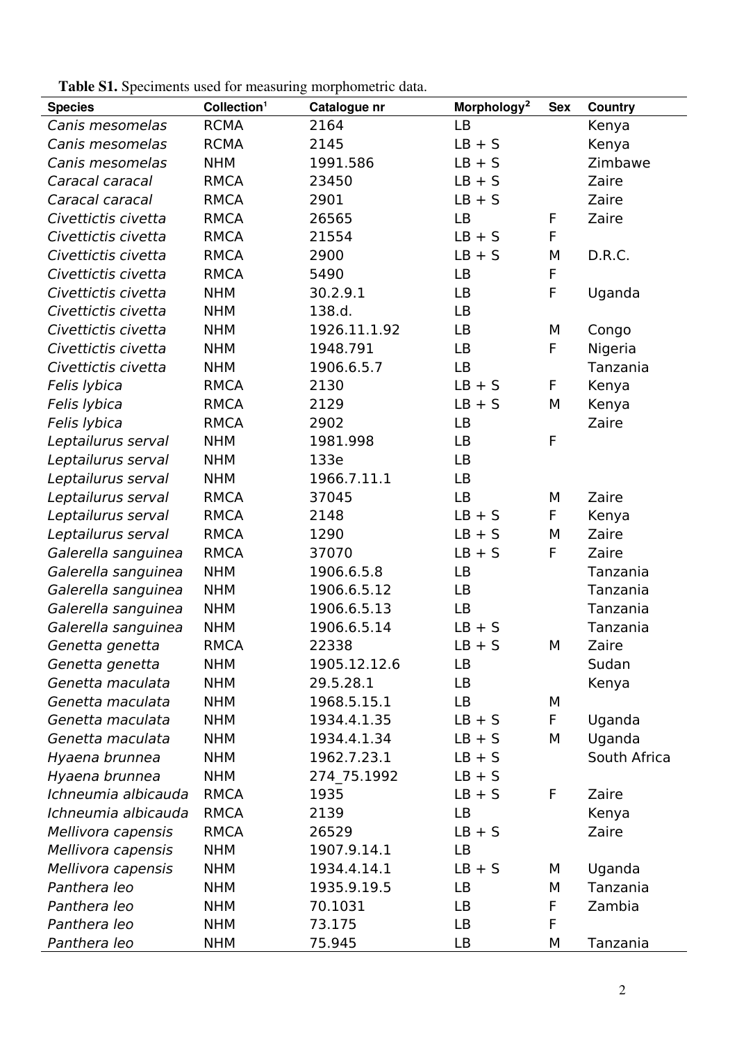**Table S1.** Specimens used for measuring morphometric data.

| Species | Collection[1] | Catalogue nr | Morphology[2] | Sex | Country |
|---|---|---|---|---|---|
| *Canis mesomelas* | RCMA | 2164 | LB | | Kenya |
| *Canis mesomelas* | RCMA | 2145 | LB + S | | Kenya |
| *Canis mesomelas* | NHM | 1991.586 | LB + S | | Zimbawe |
| *Caracal caracal* | RMCA | 23450 | LB + S | | Zaire |
| *Caracal caracal* | RMCA | 2901 | LB + S | | Zaire |
| *Civettictis civetta* | RMCA | 26565 | LB | F | Zaire |
| *Civettictis civetta* | RMCA | 21554 | LB + S | F | |
| *Civettictis civetta* | RMCA | 2900 | LB + S | M | D.R.C. |
| *Civettictis civetta* | RMCA | 5490 | LB | F | |
| *Civettictis civetta* | NHM | 30.2.9.1 | LB | F | Uganda |
| *Civettictis civetta* | NHM | 138.d. | LB | | |
| *Civettictis civetta* | NHM | 1926.11.1.92 | LB | M | Congo |
| *Civettictis civetta* | NHM | 1948.791 | LB | F | Nigeria |
| *Civettictis civetta* | NHM | 1906.6.5.7 | LB | | Tanzania |
| *Felis lybica* | RMCA | 2130 | LB + S | F | Kenya |
| *Felis lybica* | RMCA | 2129 | LB + S | M | Kenya |
| *Felis lybica* | RMCA | 2902 | LB | | Zaire |
| *Leptailurus serval* | NHM | 1981.998 | LB | F | |
| *Leptailurus serval* | NHM | 133e | LB | | |
| *Leptailurus serval* | NHM | 1966.7.11.1 | LB | | |
| *Leptailurus serval* | RMCA | 37045 | LB | M | Zaire |
| *Leptailurus serval* | RMCA | 2148 | LB + S | F | Kenya |
| *Leptailurus serval* | RMCA | 1290 | LB + S | M | Zaire |
| *Galerella sanguinea* | RMCA | 37070 | LB + S | F | Zaire |
| *Galerella sanguinea* | NHM | 1906.6.5.8 | LB | | Tanzania |
| *Galerella sanguinea* | NHM | 1906.6.5.12 | LB | | Tanzania |
| *Galerella sanguinea* | NHM | 1906.6.5.13 | LB | | Tanzania |
| *Galerella sanguinea* | NHM | 1906.6.5.14 | LB + S | | Tanzania |
| *Genetta genetta* | RMCA | 22338 | LB + S | M | Zaire |
| *Genetta genetta* | NHM | 1905.12.12.6 | LB | | Sudan |
| *Genetta maculata* | NHM | 29.5.28.1 | LB | | Kenya |
| *Genetta maculata* | NHM | 1968.5.15.1 | LB | M | |
| *Genetta maculata* | NHM | 1934.4.1.35 | LB + S | F | Uganda |
| *Genetta maculata* | NHM | 1934.4.1.34 | LB + S | M | Uganda |
| *Hyaena brunnea* | NHM | 1962.7.23.1 | LB + S | | South Africa |
| *Hyaena brunnea* | NHM | 274_75.1992 | LB + S | | |
| *Ichneumia albicauda* | RMCA | 1935 | LB + S | F | Zaire |
| *Ichneumia albicauda* | RMCA | 2139 | LB | | Kenya |
| *Mellivora capensis* | RMCA | 26529 | LB + S | | Zaire |
| *Mellivora capensis* | NHM | 1907.9.14.1 | LB | | |
| *Mellivora capensis* | NHM | 1934.4.14.1 | LB + S | M | Uganda |
| *Panthera leo* | NHM | 1935.9.19.5 | LB | M | Tanzania |
| *Panthera leo* | NHM | 70.1031 | LB | F | Zambia |
| *Panthera leo* | NHM | 73.175 | LB | F | |
| *Panthera leo* | NHM | 75.945 | LB | M | Tanzania |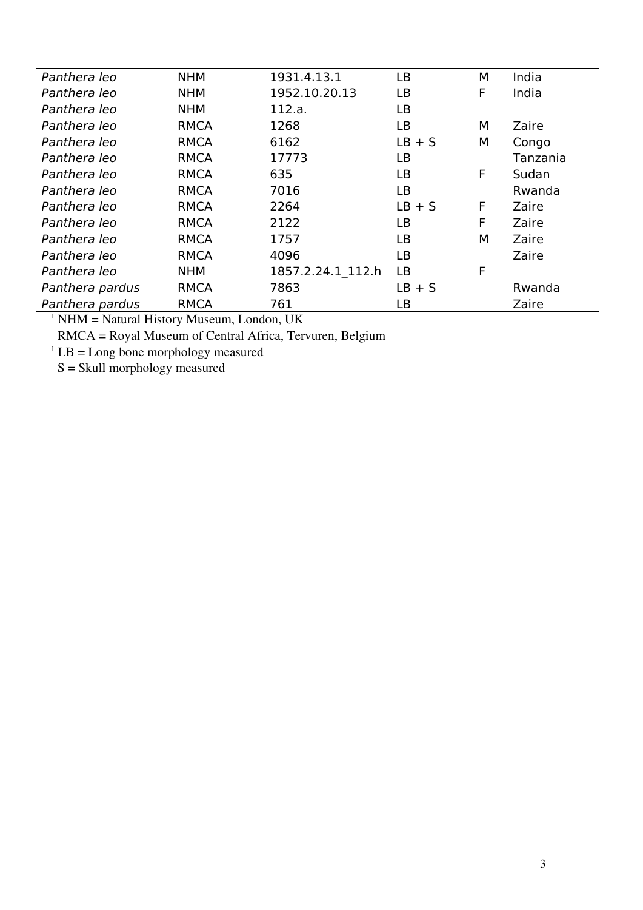| | | | | | |
|---|---|---|---|---|---|
| *Panthera leo* | NHM | 1931.4.13.1 | LB | M | India |
| *Panthera leo* | NHM | 1952.10.20.13 | LB | F | India |
| *Panthera leo* | NHM | 112.a. | LB | | |
| *Panthera leo* | RMCA | 1268 | LB | M | Zaire |
| *Panthera leo* | RMCA | 6162 | LB + S | M | Congo |
| *Panthera leo* | RMCA | 17773 | LB | | Tanzania |
| *Panthera leo* | RMCA | 635 | LB | F | Sudan |
| *Panthera leo* | RMCA | 7016 | LB | | Rwanda |
| *Panthera leo* | RMCA | 2264 | LB + S | F | Zaire |
| *Panthera leo* | RMCA | 2122 | LB | F | Zaire |
| *Panthera leo* | RMCA | 1757 | LB | M | Zaire |
| *Panthera leo* | RMCA | 4096 | LB | | Zaire |
| *Panthera leo* | NHM | 1857.2.24.1_112.h | LB | F | |
| *Panthera pardus* | RMCA | 7863 | LB + S | | Rwanda |
| *Panthera pardus* | RMCA | 761 | LB | | Zaire |

[1] NHM = Natural History Museum, London, UK

RMCA = Royal Museum of Central Africa, Tervuren, Belgium

[1] LB = Long bone morphology measured

S = Skull morphology measured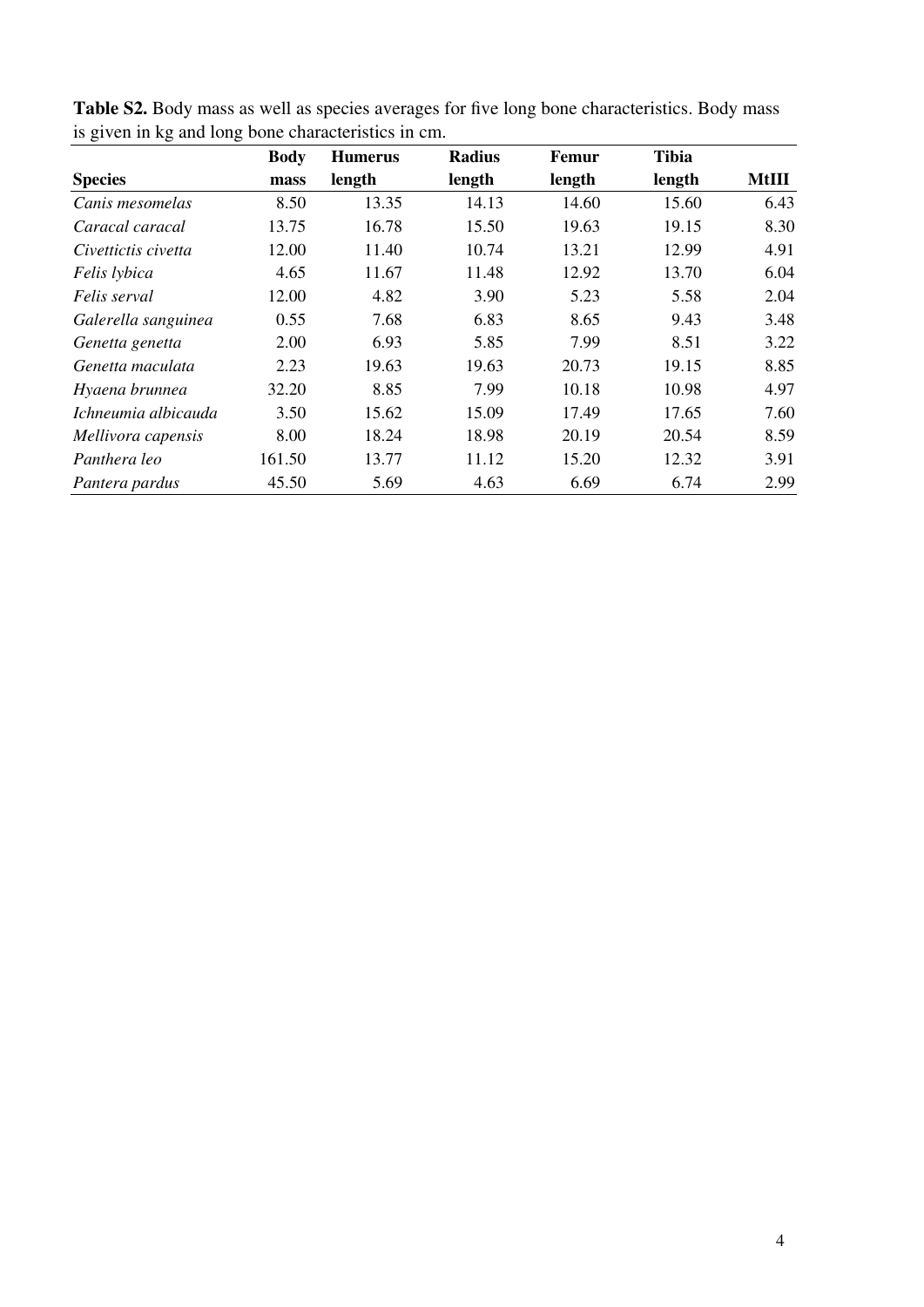**Table S2.** Body mass as well as species averages for five long bone characteristics. Body mass is given in kg and long bone characteristics in cm.

| Species | Body mass | Humerus length | Radius length | Femur length | Tibia length | MtIII |
|---|---|---|---|---|---|---|
| *Canis mesomelas* | 8.50 | 13.35 | 14.13 | 14.60 | 15.60 | 6.43 |
| *Caracal caracal* | 13.75 | 16.78 | 15.50 | 19.63 | 19.15 | 8.30 |
| *Civettictis civetta* | 12.00 | 11.40 | 10.74 | 13.21 | 12.99 | 4.91 |
| *Felis lybica* | 4.65 | 11.67 | 11.48 | 12.92 | 13.70 | 6.04 |
| *Felis serval* | 12.00 | 4.82 | 3.90 | 5.23 | 5.58 | 2.04 |
| *Galerella sanguinea* | 0.55 | 7.68 | 6.83 | 8.65 | 9.43 | 3.48 |
| *Genetta genetta* | 2.00 | 6.93 | 5.85 | 7.99 | 8.51 | 3.22 |
| *Genetta maculata* | 2.23 | 19.63 | 19.63 | 20.73 | 19.15 | 8.85 |
| *Hyaena brunnea* | 32.20 | 8.85 | 7.99 | 10.18 | 10.98 | 4.97 |
| *Ichneumia albicauda* | 3.50 | 15.62 | 15.09 | 17.49 | 17.65 | 7.60 |
| *Mellivora capensis* | 8.00 | 18.24 | 18.98 | 20.19 | 20.54 | 8.59 |
| *Panthera leo* | 161.50 | 13.77 | 11.12 | 15.20 | 12.32 | 3.91 |
| *Pantera pardus* | 45.50 | 5.69 | 4.63 | 6.69 | 6.74 | 2.99 |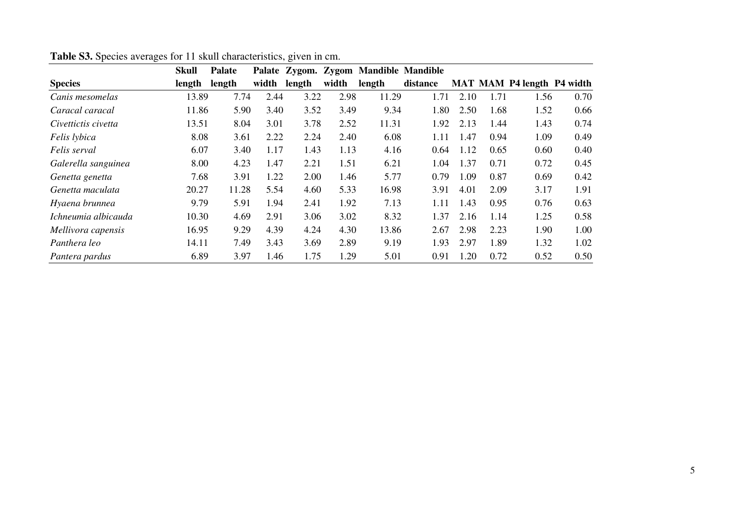**Table S3.** Species averages for 11 skull characteristics, given in cm.

| Species | Skull length | Palate length | Palate width | Zygom. length | Zygom width | Mandible length | Mandible distance | MAT | MAM | P4 length | P4 width |
|---|---|---|---|---|---|---|---|---|---|---|---|
| *Canis mesomelas* | 13.89 | 7.74 | 2.44 | 3.22 | 2.98 | 11.29 | 1.71 | 2.10 | 1.71 | 1.56 | 0.70 |
| *Caracal caracal* | 11.86 | 5.90 | 3.40 | 3.52 | 3.49 | 9.34 | 1.80 | 2.50 | 1.68 | 1.52 | 0.66 |
| *Civettictis civetta* | 13.51 | 8.04 | 3.01 | 3.78 | 2.52 | 11.31 | 1.92 | 2.13 | 1.44 | 1.43 | 0.74 |
| *Felis lybica* | 8.08 | 3.61 | 2.22 | 2.24 | 2.40 | 6.08 | 1.11 | 1.47 | 0.94 | 1.09 | 0.49 |
| *Felis serval* | 6.07 | 3.40 | 1.17 | 1.43 | 1.13 | 4.16 | 0.64 | 1.12 | 0.65 | 0.60 | 0.40 |
| *Galerella sanguinea* | 8.00 | 4.23 | 1.47 | 2.21 | 1.51 | 6.21 | 1.04 | 1.37 | 0.71 | 0.72 | 0.45 |
| *Genetta genetta* | 7.68 | 3.91 | 1.22 | 2.00 | 1.46 | 5.77 | 0.79 | 1.09 | 0.87 | 0.69 | 0.42 |
| *Genetta maculata* | 20.27 | 11.28 | 5.54 | 4.60 | 5.33 | 16.98 | 3.91 | 4.01 | 2.09 | 3.17 | 1.91 |
| *Hyaena brunnea* | 9.79 | 5.91 | 1.94 | 2.41 | 1.92 | 7.13 | 1.11 | 1.43 | 0.95 | 0.76 | 0.63 |
| *Ichneumia albicauda* | 10.30 | 4.69 | 2.91 | 3.06 | 3.02 | 8.32 | 1.37 | 2.16 | 1.14 | 1.25 | 0.58 |
| *Mellivora capensis* | 16.95 | 9.29 | 4.39 | 4.24 | 4.30 | 13.86 | 2.67 | 2.98 | 2.23 | 1.90 | 1.00 |
| *Panthera leo* | 14.11 | 7.49 | 3.43 | 3.69 | 2.89 | 9.19 | 1.93 | 2.97 | 1.89 | 1.32 | 1.02 |
| *Pantera pardus* | 6.89 | 3.97 | 1.46 | 1.75 | 1.29 | 5.01 | 0.91 | 1.20 | 0.72 | 0.52 | 0.50 |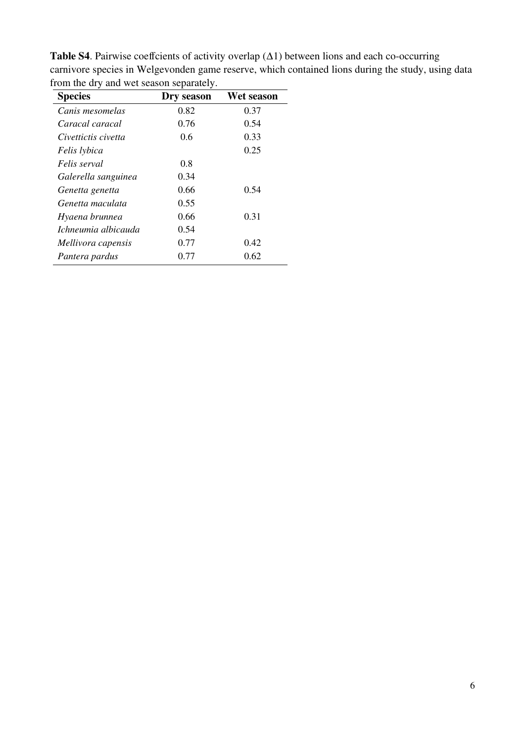**Table S4**. Pairwise coeffcients of activity overlap (Δ1) between lions and each co-occurring carnivore species in Welgevonden game reserve, which contained lions during the study, using data from the dry and wet season separately.

| Species | Dry season | Wet season |
|---|---|---|
| *Canis mesomelas* | 0.82 | 0.37 |
| *Caracal caracal* | 0.76 | 0.54 |
| *Civettictis civetta* | 0.6 | 0.33 |
| *Felis lybica* | | 0.25 |
| *Felis serval* | 0.8 | |
| *Galerella sanguinea* | 0.34 | |
| *Genetta genetta* | 0.66 | 0.54 |
| *Genetta maculata* | 0.55 | |
| *Hyaena brunnea* | 0.66 | 0.31 |
| *Ichneumia albicauda* | 0.54 | |
| *Mellivora capensis* | 0.77 | 0.42 |
| *Pantera pardus* | 0.77 | 0.62 |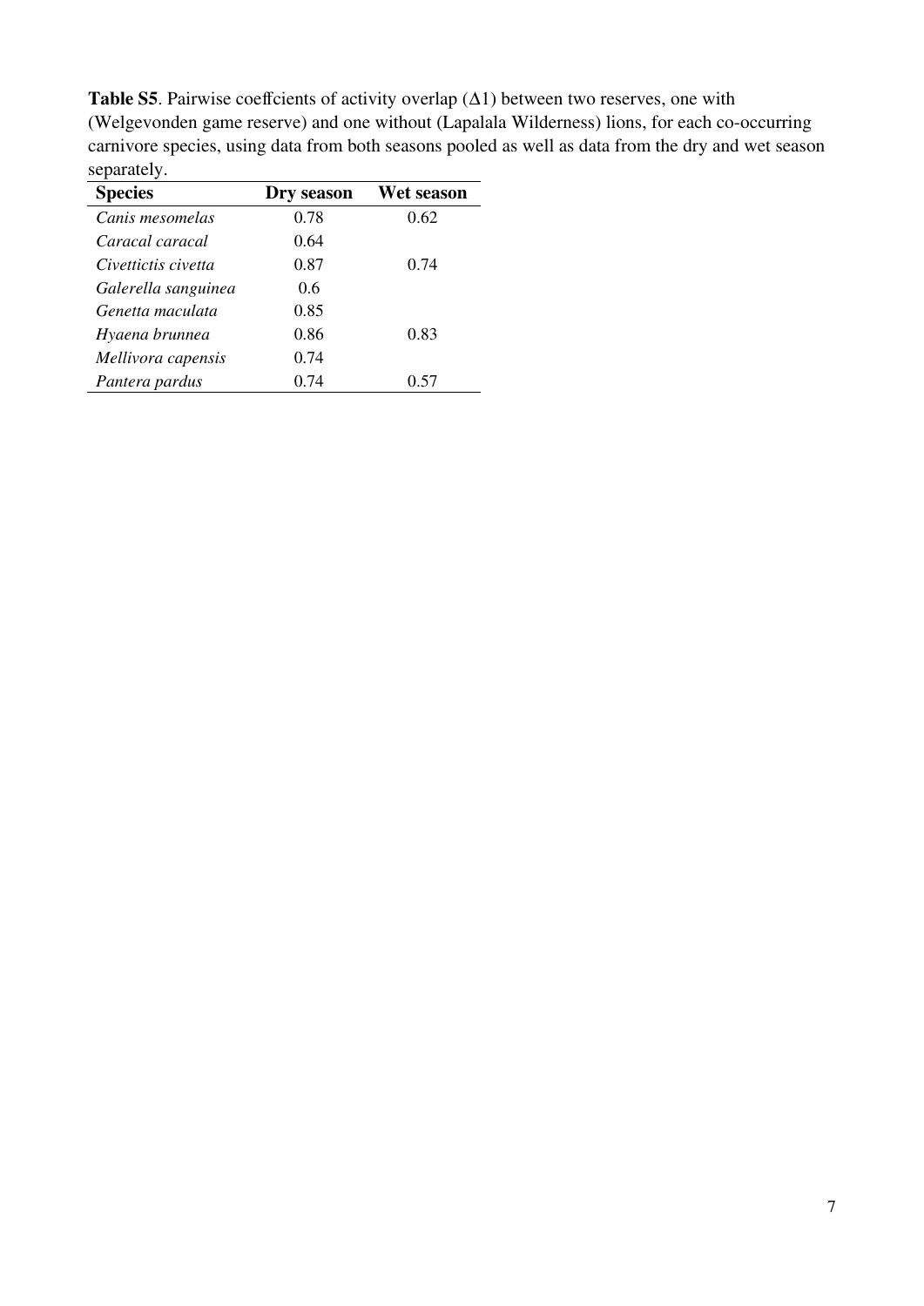**Table S5**. Pairwise coeffcients of activity overlap (Δ1) between two reserves, one with (Welgevonden game reserve) and one without (Lapalala Wilderness) lions, for each co-occurring carnivore species, using data from both seasons pooled as well as data from the dry and wet season separately.

| **Species** | **Dry season** | **Wet season** |
|---|---|---|
| *Canis mesomelas* | 0.78 | 0.62 |
| *Caracal caracal* | 0.64 | |
| *Civettictis civetta* | 0.87 | 0.74 |
| *Galerella sanguinea* | 0.6 | |
| *Genetta maculata* | 0.85 | |
| *Hyaena brunnea* | 0.86 | 0.83 |
| *Mellivora capensis* | 0.74 | |
| *Pantera pardus* | 0.74 | 0.57 |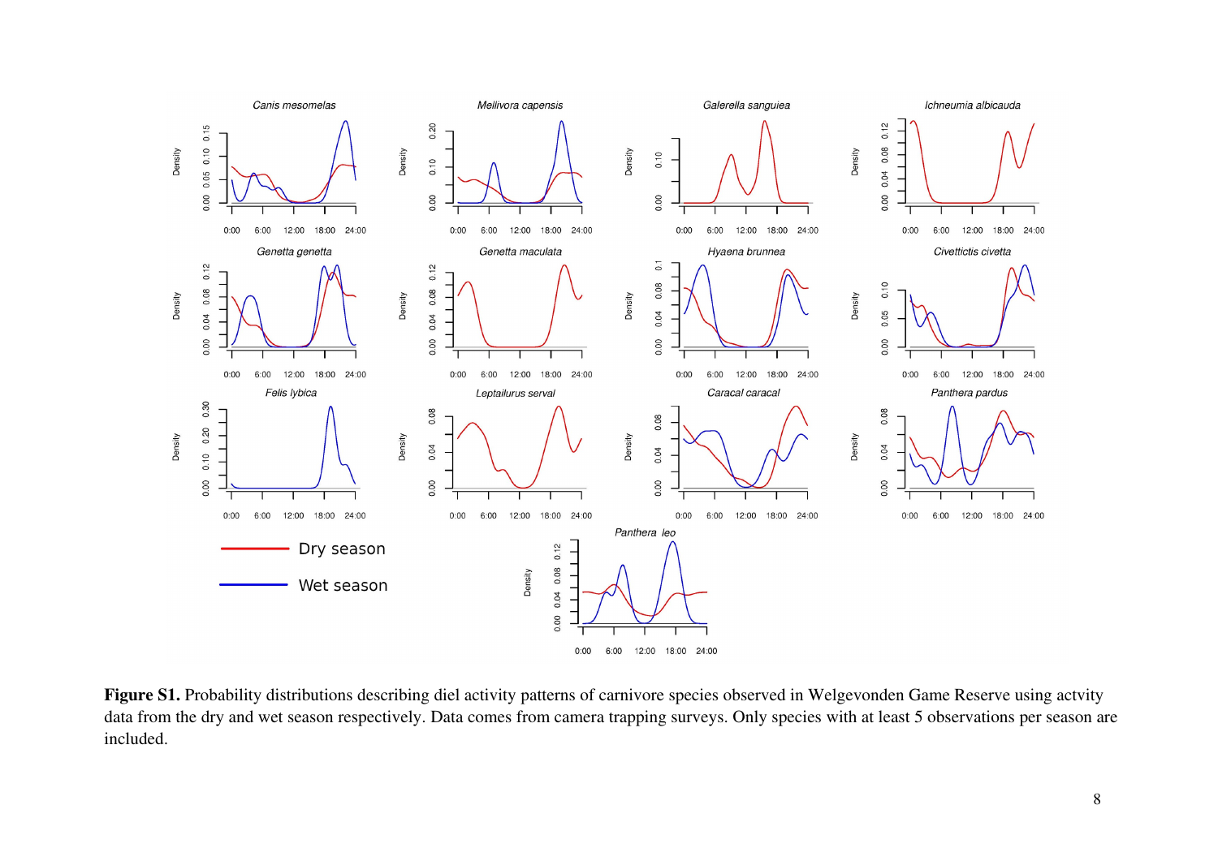**Figure S1.** Probability distributions describing diel activity patterns of carnivore species observed in Welgevonden Game Reserve using actvity data from the dry and wet season respectively. Data comes from camera trapping surveys. Only species with at least 5 observations per season are included.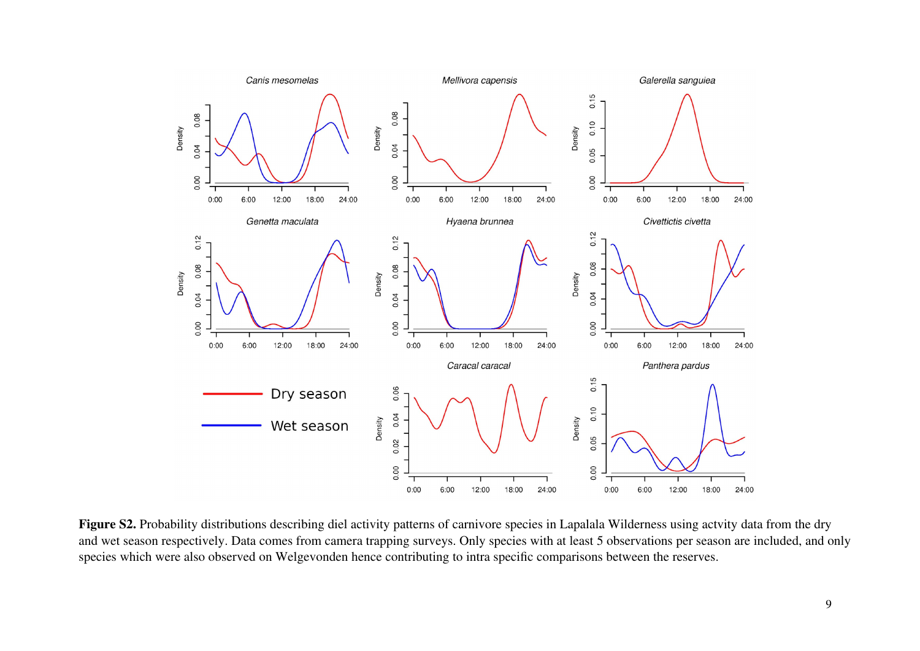Canis mesomelas

Density

0.00 0.04 0.08

0:00 6:00 12:00 18:00 24:00

Mellivora capensis

Density

0.00 0.04 0.08

0:00 6:00 12:00 18:00 24:00

Galerella sanguiea

Density

0.00 0.05 0.10 0.15

0:00 6:00 12:00 18:00 24:00

Genetta maculata

Density

0.00 0.04 0.08 0.12

0:00 6:00 12:00 18:00 24:00

Hyaena brunnea

Density

0.00 0.04 0.08 0.12

0:00 6:00 12:00 18:00 24:00

Civettictis civetta

Density

0.00 0.04 0.08 0.12

0:00 6:00 12:00 18:00 24:00

Dry season

Wet season

Caracal caracal

Density

0.00 0.02 0.04 0.06

0:00 6:00 12:00 18:00 24:00

Panthera pardus

Density

0.00 0.05 0.10 0.15

0:00 6:00 12:00 18:00 24:00

**Figure S2.** Probability distributions describing diel activity patterns of carnivore species in Lapalala Wilderness using actvity data from the dry and wet season respectively. Data comes from camera trapping surveys. Only species with at least 5 observations per season are included, and only species which were also observed on Welgevonden hence contributing to intra specific comparisons between the reserves.